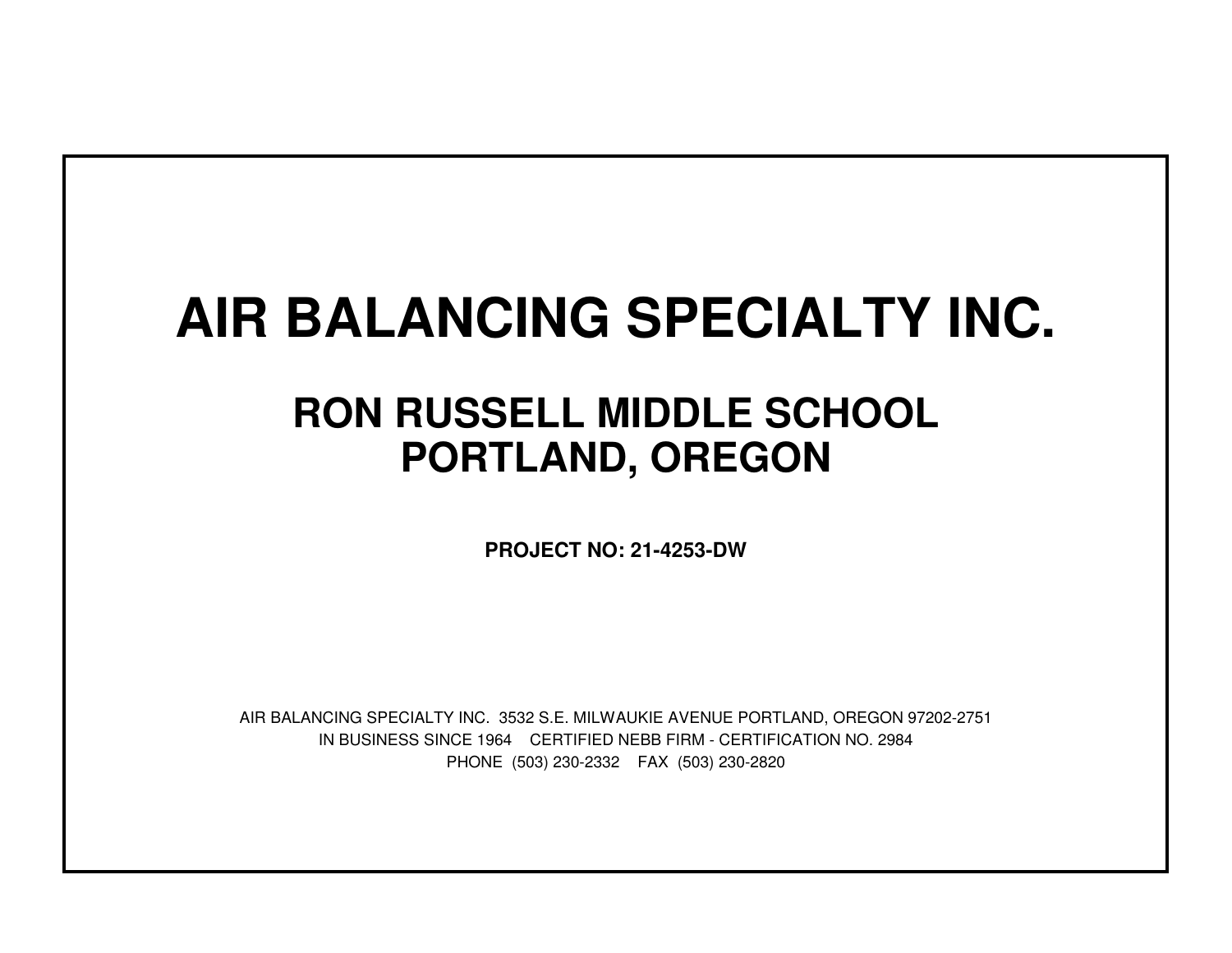# AIR BALANCING SPECIALTY INC.

## RON RUSSELL MIDDLE SCHOOL
## PORTLAND, OREGON

**PROJECT NO: 21-4253-DW**

AIR BALANCING SPECIALTY INC. 3532 S.E. MILWAUKIE AVENUE PORTLAND, OREGON 97202-2751
IN BUSINESS SINCE 1964 CERTIFIED NEBB FIRM - CERTIFICATION NO. 2984
PHONE (503) 230-2332 FAX (503) 230-2820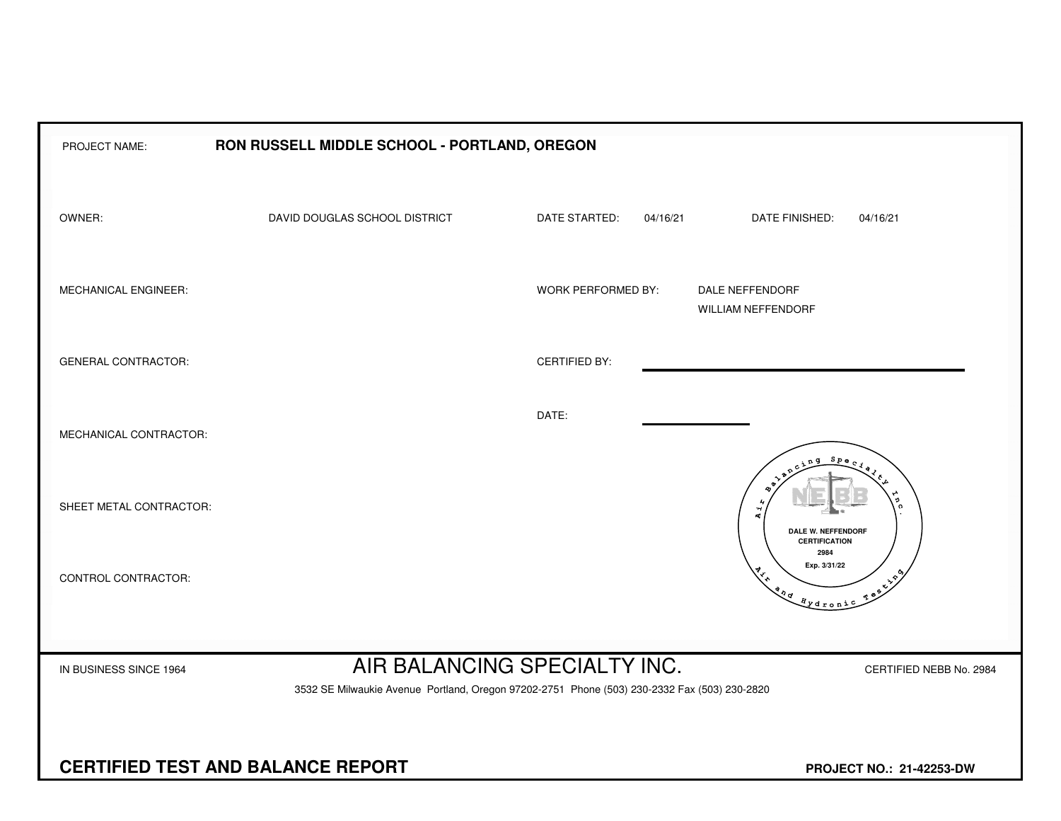| | | | | | |
|---|---|---|---|---|---|
| PROJECT NAME: | **RON RUSSELL MIDDLE SCHOOL - PORTLAND, OREGON** | | | | |
| OWNER: | DAVID DOUGLAS SCHOOL DISTRICT | DATE STARTED: | 04/16/21 | DATE FINISHED: | 04/16/21 |
| MECHANICAL ENGINEER: | | WORK PERFORMED BY: | DALE NEFFENDORF<br>WILLIAM NEFFENDORF | | |
| GENERAL CONTRACTOR: | | CERTIFIED BY: | | | |
| | | DATE: | | | |
| MECHANICAL CONTRACTOR: | | | | | |
| SHEET METAL CONTRACTOR: | | | | | |
| CONTROL CONTRACTOR: | | | | | |

Air Balancing Specialty Inc.
NEBB
DALE W. NEFFENDORF
CERTIFICATION
2984
Exp. 3/31/22
Air and Hydronic Testing

IN BUSINESS SINCE 1964

# AIR BALANCING SPECIALTY INC.

CERTIFIED NEBB No. 2984

3532 SE Milwaukie Avenue Portland, Oregon 97202-2751 Phone (503) 230-2332 Fax (503) 230-2820

**CERTIFIED TEST AND BALANCE REPORT**

**PROJECT NO.: 21-42253-DW**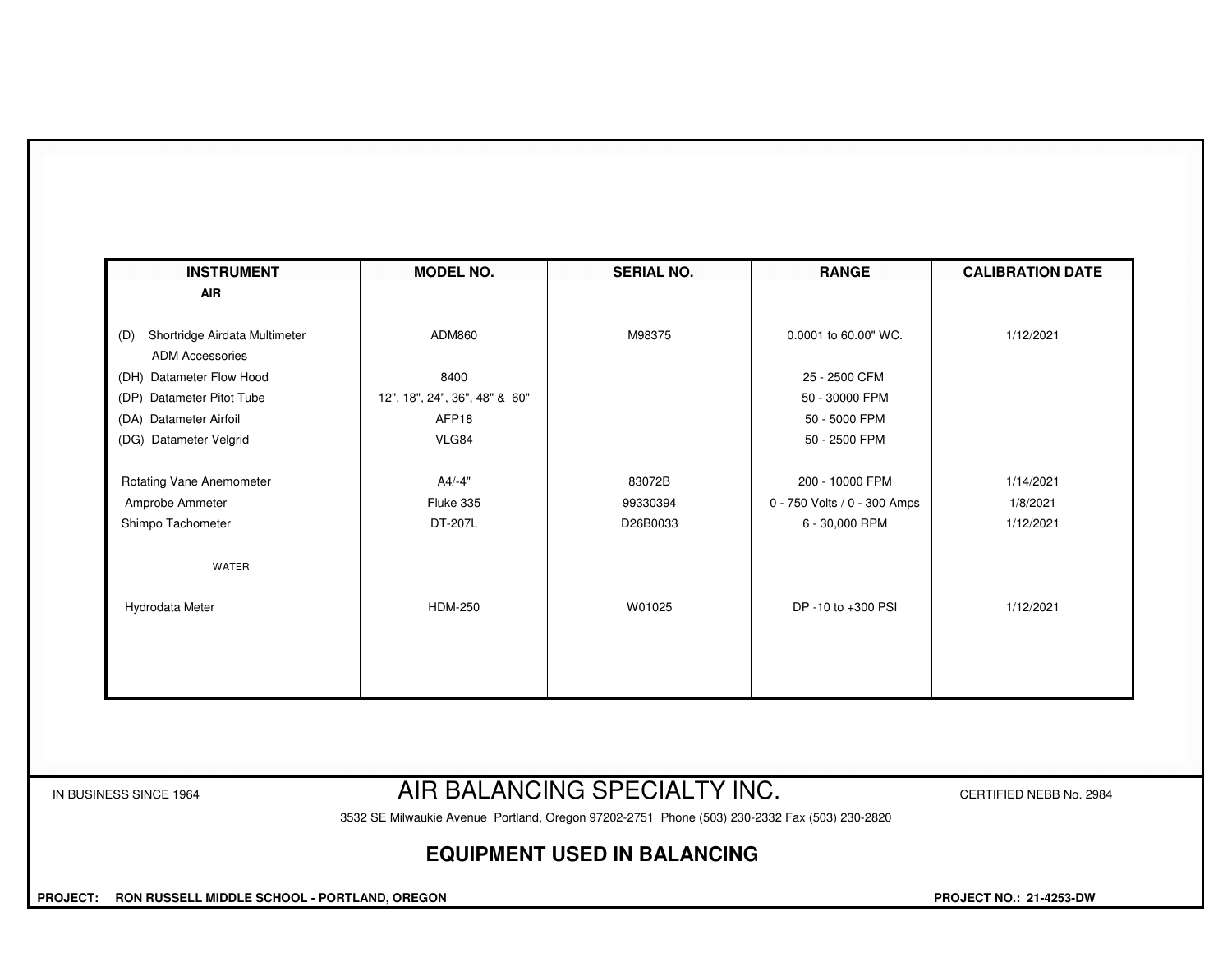| INSTRUMENT | MODEL NO. | SERIAL NO. | RANGE | CALIBRATION DATE |
|---|---|---|---|---|
| **AIR** | | | | |
| (D) Shortridge Airdata Multimeter | ADM860 | M98375 | 0.0001 to 60.00" WC. | 1/12/2021 |
| ADM Accessories | | | | |
| (DH) Datameter Flow Hood | 8400 | | 25 - 2500 CFM | |
| (DP) Datameter Pitot Tube | 12", 18", 24", 36", 48" & 60" | | 50 - 30000 FPM | |
| (DA) Datameter Airfoil | AFP18 | | 50 - 5000 FPM | |
| (DG) Datameter Velgrid | VLG84 | | 50 - 2500 FPM | |
| Rotating Vane Anemometer | A4/-4" | 83072B | 200 - 10000 FPM | 1/14/2021 |
| Amprobe Ammeter | Fluke 335 | 99330394 | 0 - 750 Volts / 0 - 300 Amps | 1/8/2021 |
| Shimpo Tachometer | DT-207L | D26B0033 | 6 - 30,000 RPM | 1/12/2021 |
| WATER | | | | |
| Hydrodata Meter | HDM-250 | W01025 | DP -10 to +300 PSI | 1/12/2021 |

IN BUSINESS SINCE 1964

# AIR BALANCING SPECIALTY INC.

CERTIFIED NEBB No. 2984

3532 SE Milwaukie Avenue Portland, Oregon 97202-2751 Phone (503) 230-2332 Fax (503) 230-2820

## EQUIPMENT USED IN BALANCING

**PROJECT: RON RUSSELL MIDDLE SCHOOL - PORTLAND, OREGON**

**PROJECT NO.: 21-4253-DW**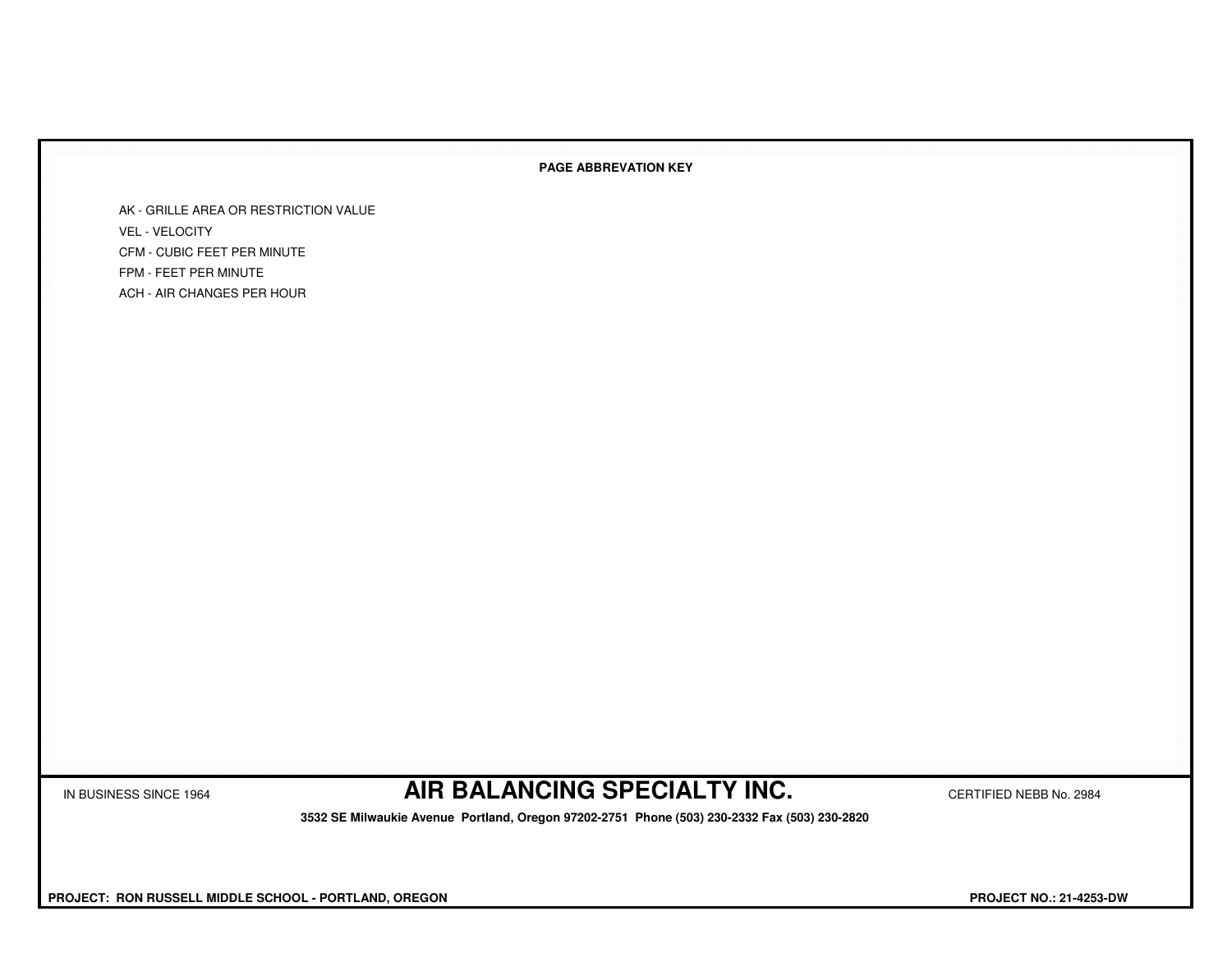## PAGE ABBREVATION KEY

AK - GRILLE AREA OR RESTRICTION VALUE

VEL - VELOCITY

CFM - CUBIC FEET PER MINUTE

FPM - FEET PER MINUTE

ACH - AIR CHANGES PER HOUR

IN BUSINESS SINCE 1964

# AIR BALANCING SPECIALTY INC.

CERTIFIED NEBB No. 2984

**3532 SE Milwaukie Avenue Portland, Oregon 97202-2751 Phone (503) 230-2332 Fax (503) 230-2820**

**PROJECT: RON RUSSELL MIDDLE SCHOOL - PORTLAND, OREGON**

**PROJECT NO.: 21-4253-DW**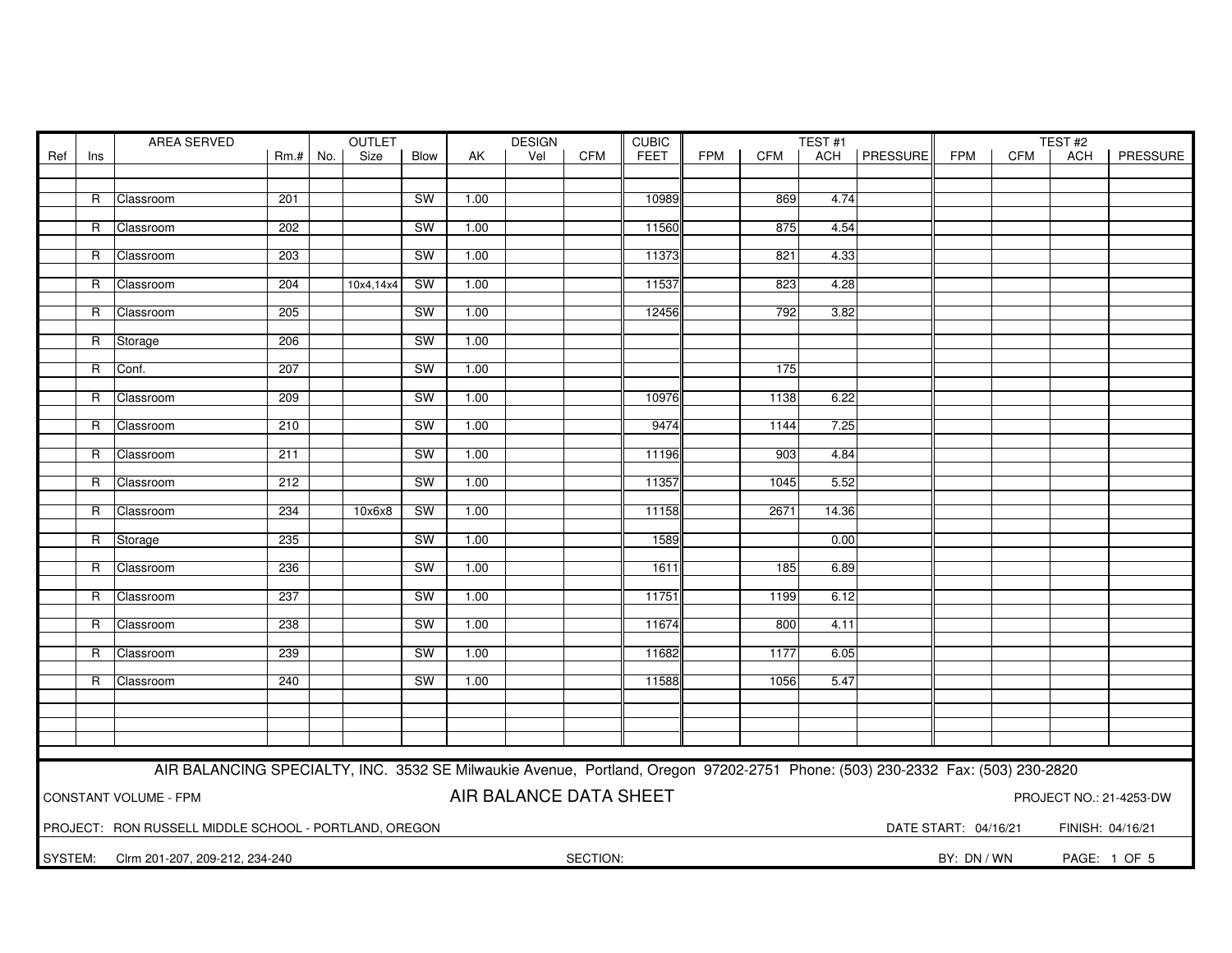| Ref | Ins | AREA SERVED | Rm.# | OUTLET No. | OUTLET Size | OUTLET Blow | DESIGN AK | DESIGN Vel | DESIGN CFM | CUBIC FEET | TEST #1 FPM | TEST #1 CFM | TEST #1 ACH | TEST #1 PRESSURE | TEST #2 FPM | TEST #2 CFM | TEST #2 ACH | TEST #2 PRESSURE |
|---|---|---|---|---|---|---|---|---|---|---|---|---|---|---|---|---|---|---|
| | R | Classroom | 201 | | | SW | 1.00 | | | 10989 | | 869 | 4.74 | | | | | |
| | R | Classroom | 202 | | | SW | 1.00 | | | 11560 | | 875 | 4.54 | | | | | |
| | R | Classroom | 203 | | | SW | 1.00 | | | 11373 | | 821 | 4.33 | | | | | |
| | R | Classroom | 204 | | 10x4,14x4 | SW | 1.00 | | | 11537 | | 823 | 4.28 | | | | | |
| | R | Classroom | 205 | | | SW | 1.00 | | | 12456 | | 792 | 3.82 | | | | | |
| | R | Storage | 206 | | | SW | 1.00 | | | | | | | | | | | |
| | R | Conf. | 207 | | | SW | 1.00 | | | | | 175 | | | | | | |
| | R | Classroom | 209 | | | SW | 1.00 | | | 10976 | | 1138 | 6.22 | | | | | |
| | R | Classroom | 210 | | | SW | 1.00 | | | 9474 | | 1144 | 7.25 | | | | | |
| | R | Classroom | 211 | | | SW | 1.00 | | | 11196 | | 903 | 4.84 | | | | | |
| | R | Classroom | 212 | | | SW | 1.00 | | | 11357 | | 1045 | 5.52 | | | | | |
| | R | Classroom | 234 | | 10x6x8 | SW | 1.00 | | | 11158 | | 2671 | 14.36 | | | | | |
| | R | Storage | 235 | | | SW | 1.00 | | | 1589 | | | 0.00 | | | | | |
| | R | Classroom | 236 | | | SW | 1.00 | | | 1611 | | 185 | 6.89 | | | | | |
| | R | Classroom | 237 | | | SW | 1.00 | | | 11751 | | 1199 | 6.12 | | | | | |
| | R | Classroom | 238 | | | SW | 1.00 | | | 11674 | | 800 | 4.11 | | | | | |
| | R | Classroom | 239 | | | SW | 1.00 | | | 11682 | | 1177 | 6.05 | | | | | |
| | R | Classroom | 240 | | | SW | 1.00 | | | 11588 | | 1056 | 5.47 | | | | | |

AIR BALANCING SPECIALTY, INC. 3532 SE Milwaukie Avenue, Portland, Oregon 97202-2751 Phone: (503) 230-2332 Fax: (503) 230-2820

CONSTANT VOLUME - FPM

**AIR BALANCE DATA SHEET**

PROJECT NO.: 21-4253-DW

PROJECT: RON RUSSELL MIDDLE SCHOOL - PORTLAND, OREGON

DATE START: 04/16/21 FINISH: 04/16/21

SYSTEM: Clrm 201-207, 209-212, 234-240

SECTION:

BY: DN / WN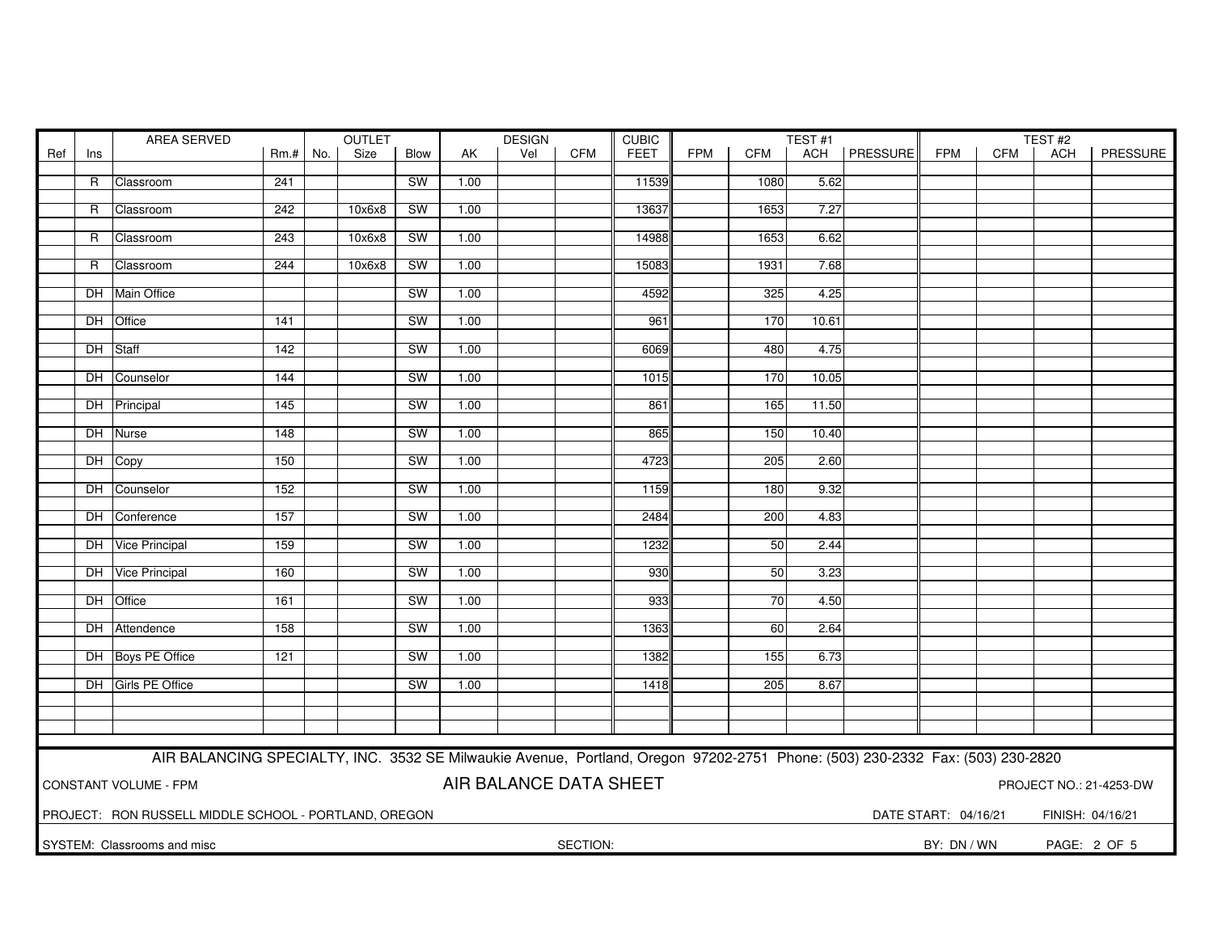| Ref | Ins | AREA SERVED | Rm.# | OUTLET No. | OUTLET Size | Blow | AK | DESIGN Vel | DESIGN CFM | CUBIC FEET | TEST #1 FPM | TEST #1 CFM | TEST #1 ACH | TEST #1 PRESSURE | TEST #2 FPM | TEST #2 CFM | TEST #2 ACH | TEST #2 PRESSURE |
|---|---|---|---|---|---|---|---|---|---|---|---|---|---|---|---|---|---|---|
| | R | Classroom | 241 | | | SW | 1.00 | | | 11539 | | 1080 | 5.62 | | | | | |
| | R | Classroom | 242 | | 10x6x8 | SW | 1.00 | | | 13637 | | 1653 | 7.27 | | | | | |
| | R | Classroom | 243 | | 10x6x8 | SW | 1.00 | | | 14988 | | 1653 | 6.62 | | | | | |
| | R | Classroom | 244 | | 10x6x8 | SW | 1.00 | | | 15083 | | 1931 | 7.68 | | | | | |
| | DH | Main Office | | | | SW | 1.00 | | | 4592 | | 325 | 4.25 | | | | | |
| | DH | Office | 141 | | | SW | 1.00 | | | 961 | | 170 | 10.61 | | | | | |
| | DH | Staff | 142 | | | SW | 1.00 | | | 6069 | | 480 | 4.75 | | | | | |
| | DH | Counselor | 144 | | | SW | 1.00 | | | 1015 | | 170 | 10.05 | | | | | |
| | DH | Principal | 145 | | | SW | 1.00 | | | 861 | | 165 | 11.50 | | | | | |
| | DH | Nurse | 148 | | | SW | 1.00 | | | 865 | | 150 | 10.40 | | | | | |
| | DH | Copy | 150 | | | SW | 1.00 | | | 4723 | | 205 | 2.60 | | | | | |
| | DH | Counselor | 152 | | | SW | 1.00 | | | 1159 | | 180 | 9.32 | | | | | |
| | DH | Conference | 157 | | | SW | 1.00 | | | 2484 | | 200 | 4.83 | | | | | |
| | DH | Vice Principal | 159 | | | SW | 1.00 | | | 1232 | | 50 | 2.44 | | | | | |
| | DH | Vice Principal | 160 | | | SW | 1.00 | | | 930 | | 50 | 3.23 | | | | | |
| | DH | Office | 161 | | | SW | 1.00 | | | 933 | | 70 | 4.50 | | | | | |
| | DH | Attendence | 158 | | | SW | 1.00 | | | 1363 | | 60 | 2.64 | | | | | |
| | DH | Boys PE Office | 121 | | | SW | 1.00 | | | 1382 | | 155 | 6.73 | | | | | |
| | DH | Girls PE Office | | | | SW | 1.00 | | | 1418 | | 205 | 8.67 | | | | | |

AIR BALANCING SPECIALTY, INC. 3532 SE Milwaukie Avenue, Portland, Oregon 97202-2751 Phone: (503) 230-2332 Fax: (503) 230-2820

CONSTANT VOLUME - FPM

## AIR BALANCE DATA SHEET

PROJECT NO.: 21-4253-DW

PROJECT: RON RUSSELL MIDDLE SCHOOL - PORTLAND, OREGON

DATE START: 04/16/21 FINISH: 04/16/21

SYSTEM: Classrooms and misc

SECTION:

BY: DN / WN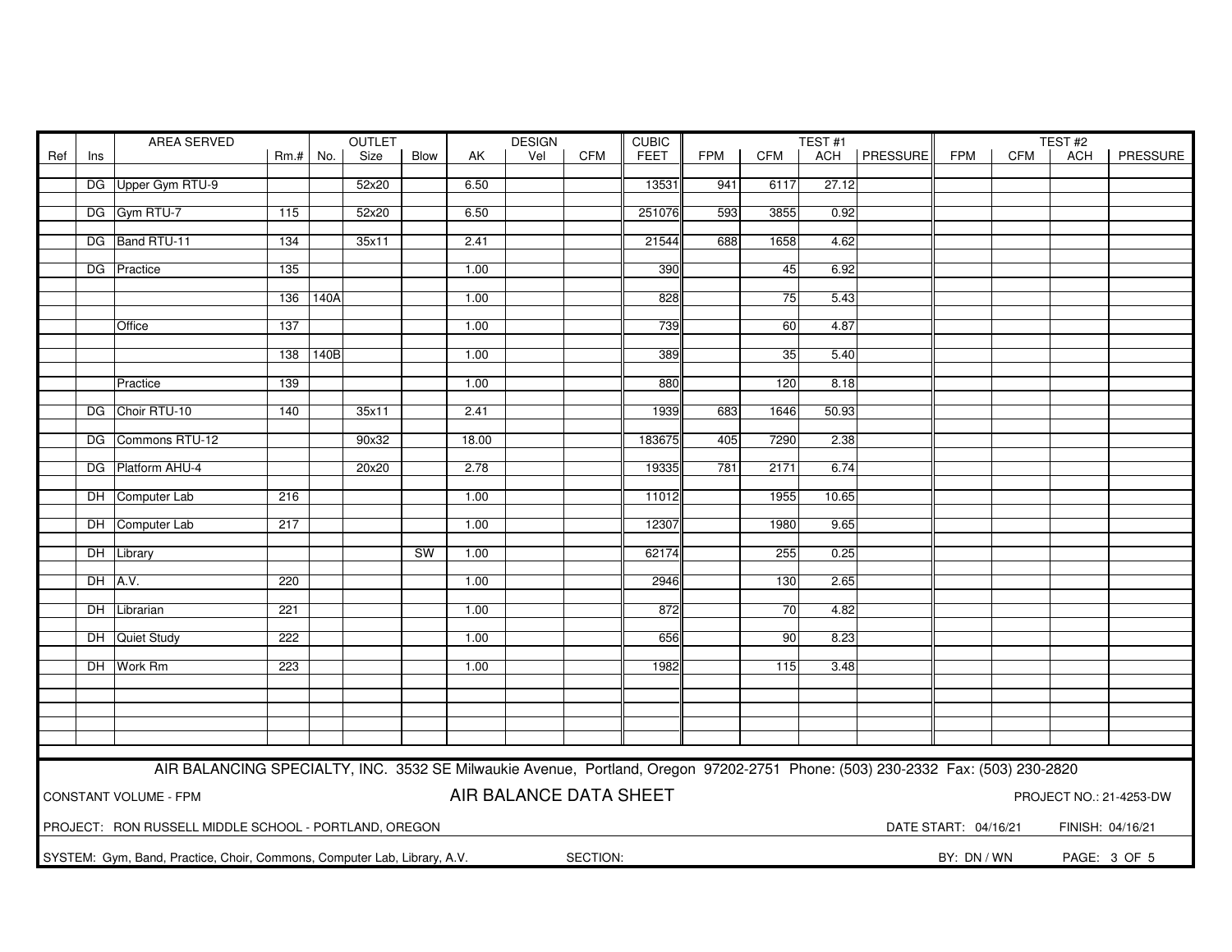| Ref | Ins | AREA SERVED | Rm.# | OUTLET No. | OUTLET Size | OUTLET Blow | DESIGN AK | DESIGN Vel | DESIGN CFM | CUBIC FEET | TEST #1 FPM | TEST #1 CFM | TEST #1 ACH | TEST #1 PRESSURE | TEST #2 FPM | TEST #2 CFM | TEST #2 ACH | TEST #2 PRESSURE |
|---|---|---|---|---|---|---|---|---|---|---|---|---|---|---|---|---|---|---|
| | DG | Upper Gym RTU-9 | | | 52x20 | | 6.50 | | | 13531 | 941 | 6117 | 27.12 | | | | | |
| | DG | Gym RTU-7 | 115 | | 52x20 | | 6.50 | | | 251076 | 593 | 3855 | 0.92 | | | | | |
| | DG | Band RTU-11 | 134 | | 35x11 | | 2.41 | | | 21544 | 688 | 1658 | 4.62 | | | | | |
| | DG | Practice | 135 | | | | 1.00 | | | 390 | | 45 | 6.92 | | | | | |
| | | | 136 | 140A | | | 1.00 | | | 828 | | 75 | 5.43 | | | | | |
| | | Office | 137 | | | | 1.00 | | | 739 | | 60 | 4.87 | | | | | |
| | | | 138 | 140B | | | 1.00 | | | 389 | | 35 | 5.40 | | | | | |
| | | Practice | 139 | | | | 1.00 | | | 880 | | 120 | 8.18 | | | | | |
| | DG | Choir RTU-10 | 140 | | 35x11 | | 2.41 | | | 1939 | 683 | 1646 | 50.93 | | | | | |
| | DG | Commons RTU-12 | | | 90x32 | | 18.00 | | | 183675 | 405 | 7290 | 2.38 | | | | | |
| | DG | Platform AHU-4 | | | 20x20 | | 2.78 | | | 19335 | 781 | 2171 | 6.74 | | | | | |
| | DH | Computer Lab | 216 | | | | 1.00 | | | 11012 | | 1955 | 10.65 | | | | | |
| | DH | Computer Lab | 217 | | | | 1.00 | | | 12307 | | 1980 | 9.65 | | | | | |
| | DH | Library | | | | SW | 1.00 | | | 62174 | | 255 | 0.25 | | | | | |
| | DH | A.V. | 220 | | | | 1.00 | | | 2946 | | 130 | 2.65 | | | | | |
| | DH | Librarian | 221 | | | | 1.00 | | | 872 | | 70 | 4.82 | | | | | |
| | DH | Quiet Study | 222 | | | | 1.00 | | | 656 | | 90 | 8.23 | | | | | |
| | DH | Work Rm | 223 | | | | 1.00 | | | 1982 | | 115 | 3.48 | | | | | |

AIR BALANCING SPECIALTY, INC. 3532 SE Milwaukie Avenue, Portland, Oregon 97202-2751 Phone: (503) 230-2332 Fax: (503) 230-2820

CONSTANT VOLUME - FPM

## AIR BALANCE DATA SHEET

PROJECT NO.: 21-4253-DW

PROJECT: RON RUSSELL MIDDLE SCHOOL - PORTLAND, OREGON

DATE START: 04/16/21 FINISH: 04/16/21

SYSTEM: Gym, Band, Practice, Choir, Commons, Computer Lab, Library, A.V.

SECTION:

BY: DN / WN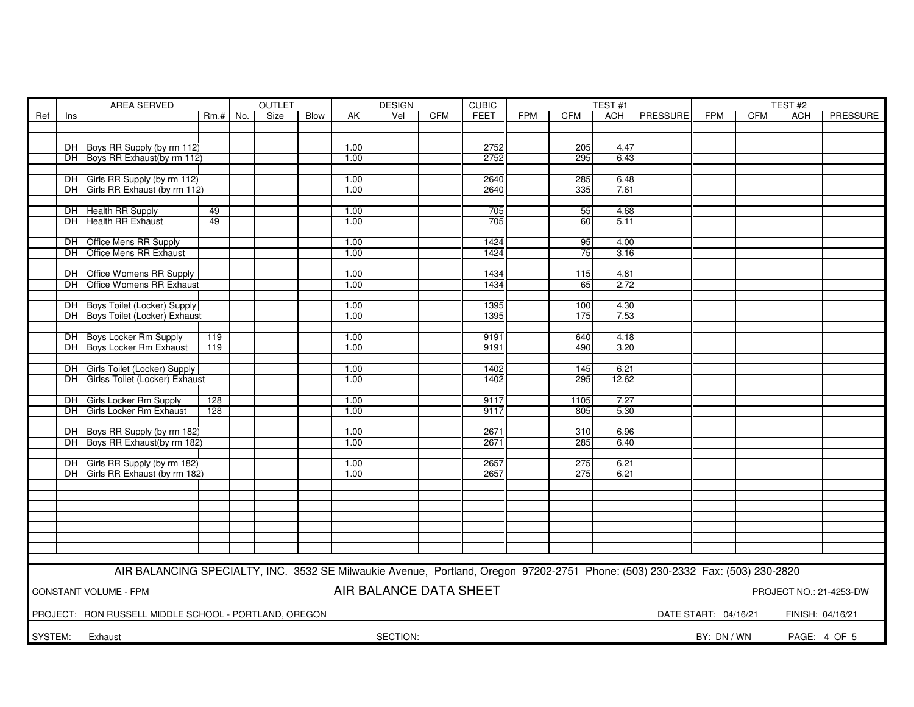| Ref | Ins | AREA SERVED | Rm.# | OUTLET No. | OUTLET Size | OUTLET Blow | DESIGN AK | DESIGN Vel | DESIGN CFM | CUBIC FEET | TEST #1 FPM | TEST #1 CFM | TEST #1 ACH | TEST #1 PRESSURE | TEST #2 FPM | TEST #2 CFM | TEST #2 ACH | TEST #2 PRESSURE |
|---|---|---|---|---|---|---|---|---|---|---|---|---|---|---|---|---|---|---|
| | DH | Boys RR Supply (by rm 112) | | | | | 1.00 | | | 2752 | | 205 | 4.47 | | | | | |
| | DH | Boys RR Exhaust(by rm 112) | | | | | 1.00 | | | 2752 | | 295 | 6.43 | | | | | |
| | DH | Girls RR Supply (by rm 112) | | | | | 1.00 | | | 2640 | | 285 | 6.48 | | | | | |
| | DH | Girls RR Exhaust (by rm 112) | | | | | 1.00 | | | 2640 | | 335 | 7.61 | | | | | |
| | DH | Health RR Supply | 49 | | | | 1.00 | | | 705 | | 55 | 4.68 | | | | | |
| | DH | Health RR Exhaust | 49 | | | | 1.00 | | | 705 | | 60 | 5.11 | | | | | |
| | DH | Office Mens RR Supply | | | | | 1.00 | | | 1424 | | 95 | 4.00 | | | | | |
| | DH | Office Mens RR Exhaust | | | | | 1.00 | | | 1424 | | 75 | 3.16 | | | | | |
| | DH | Office Womens RR Supply | | | | | 1.00 | | | 1434 | | 115 | 4.81 | | | | | |
| | DH | Office Womens RR Exhaust | | | | | 1.00 | | | 1434 | | 65 | 2.72 | | | | | |
| | DH | Boys Toilet (Locker) Supply | | | | | 1.00 | | | 1395 | | 100 | 4.30 | | | | | |
| | DH | Boys Toilet (Locker) Exhaust | | | | | 1.00 | | | 1395 | | 175 | 7.53 | | | | | |
| | DH | Boys Locker Rm Supply | 119 | | | | 1.00 | | | 9191 | | 640 | 4.18 | | | | | |
| | DH | Boys Locker Rm Exhaust | 119 | | | | 1.00 | | | 9191 | | 490 | 3.20 | | | | | |
| | DH | Girls Toilet (Locker) Supply | | | | | 1.00 | | | 1402 | | 145 | 6.21 | | | | | |
| | DH | Girlss Toilet (Locker) Exhaust | | | | | 1.00 | | | 1402 | | 295 | 12.62 | | | | | |
| | DH | Girls Locker Rm Supply | 128 | | | | 1.00 | | | 9117 | | 1105 | 7.27 | | | | | |
| | DH | Girls Locker Rm Exhaust | 128 | | | | 1.00 | | | 9117 | | 805 | 5.30 | | | | | |
| | DH | Boys RR Supply (by rm 182) | | | | | 1.00 | | | 2671 | | 310 | 6.96 | | | | | |
| | DH | Boys RR Exhaust(by rm 182) | | | | | 1.00 | | | 2671 | | 285 | 6.40 | | | | | |
| | DH | Girls RR Supply (by rm 182) | | | | | 1.00 | | | 2657 | | 275 | 6.21 | | | | | |
| | DH | Girls RR Exhaust (by rm 182) | | | | | 1.00 | | | 2657 | | 275 | 6.21 | | | | | |

AIR BALANCING SPECIALTY, INC. 3532 SE Milwaukie Avenue, Portland, Oregon 97202-2751 Phone: (503) 230-2332 Fax: (503) 230-2820

CONSTANT VOLUME - FPM

**AIR BALANCE DATA SHEET**

PROJECT NO.: 21-4253-DW

PROJECT: RON RUSSELL MIDDLE SCHOOL - PORTLAND, OREGON

DATE START: 04/16/21 FINISH: 04/16/21

SYSTEM: Exhaust SECTION: BY: DN / WN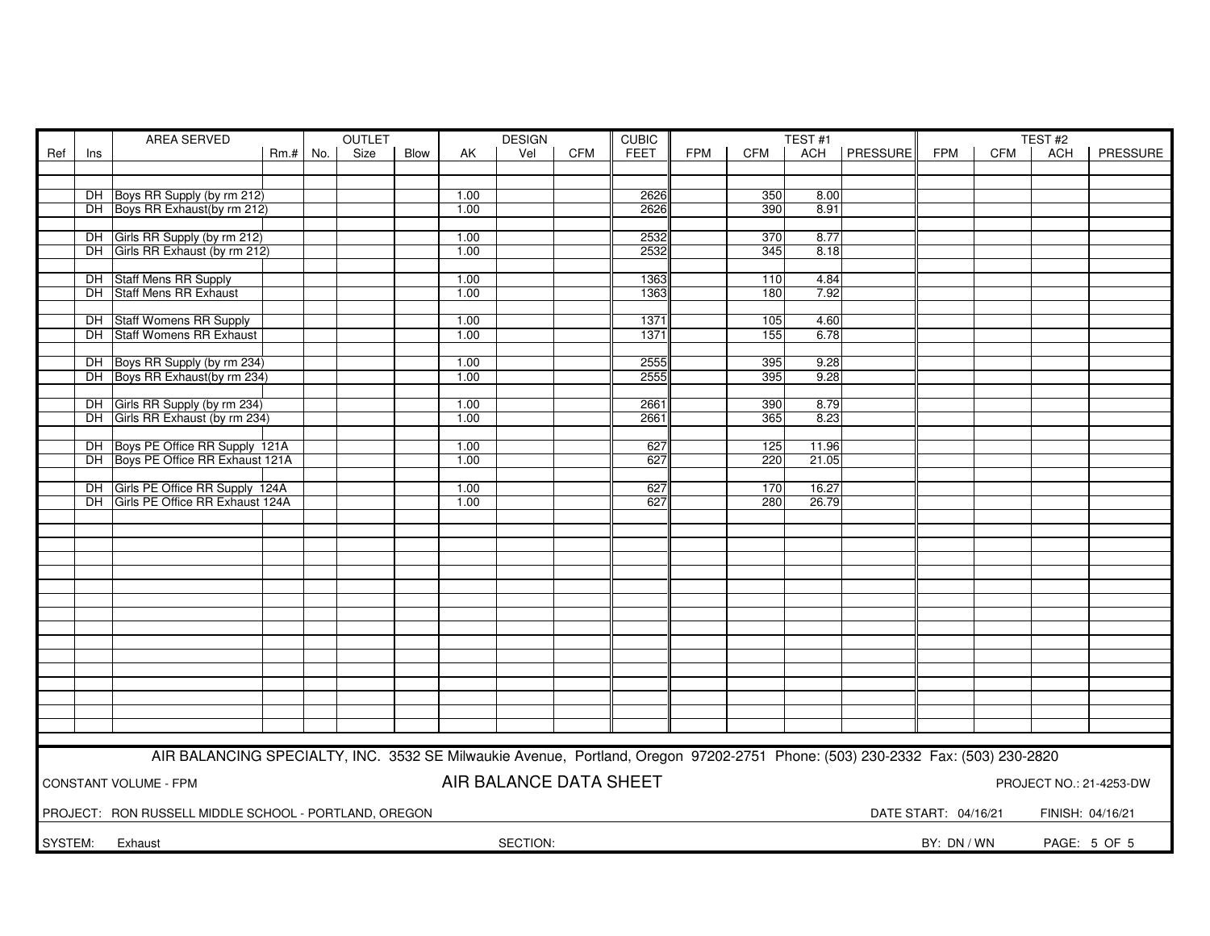| Ref | Ins | AREA SERVED | Rm.# | OUTLET No. | OUTLET Size | OUTLET Blow | DESIGN AK | DESIGN Vel | DESIGN CFM | CUBIC FEET | TEST #1 FPM | TEST #1 CFM | TEST #1 ACH | TEST #1 PRESSURE | TEST #2 FPM | TEST #2 CFM | TEST #2 ACH | TEST #2 PRESSURE |
|---|---|---|---|---|---|---|---|---|---|---|---|---|---|---|---|---|---|---|
| | DH | Boys RR Supply (by rm 212) | | | | | 1.00 | | | 2626 | | 350 | 8.00 | | | | | |
| | DH | Boys RR Exhaust(by rm 212) | | | | | 1.00 | | | 2626 | | 390 | 8.91 | | | | | |
| | DH | Girls RR Supply (by rm 212) | | | | | 1.00 | | | 2532 | | 370 | 8.77 | | | | | |
| | DH | Girls RR Exhaust (by rm 212) | | | | | 1.00 | | | 2532 | | 345 | 8.18 | | | | | |
| | DH | Staff Mens RR Supply | | | | | 1.00 | | | 1363 | | 110 | 4.84 | | | | | |
| | DH | Staff Mens RR Exhaust | | | | | 1.00 | | | 1363 | | 180 | 7.92 | | | | | |
| | DH | Staff Womens RR Supply | | | | | 1.00 | | | 1371 | | 105 | 4.60 | | | | | |
| | DH | Staff Womens RR Exhaust | | | | | 1.00 | | | 1371 | | 155 | 6.78 | | | | | |
| | DH | Boys RR Supply (by rm 234) | | | | | 1.00 | | | 2555 | | 395 | 9.28 | | | | | |
| | DH | Boys RR Exhaust(by rm 234) | | | | | 1.00 | | | 2555 | | 395 | 9.28 | | | | | |
| | DH | Girls RR Supply (by rm 234) | | | | | 1.00 | | | 2661 | | 390 | 8.79 | | | | | |
| | DH | Girls RR Exhaust (by rm 234) | | | | | 1.00 | | | 2661 | | 365 | 8.23 | | | | | |
| | DH | Boys PE Office RR Supply 121A | | | | | 1.00 | | | 627 | | 125 | 11.96 | | | | | |
| | DH | Boys PE Office RR Exhaust 121A | | | | | 1.00 | | | 627 | | 220 | 21.05 | | | | | |
| | DH | Girls PE Office RR Supply 124A | | | | | 1.00 | | | 627 | | 170 | 16.27 | | | | | |
| | DH | Girls PE Office RR Exhaust 124A | | | | | 1.00 | | | 627 | | 280 | 26.79 | | | | | |

AIR BALANCING SPECIALTY, INC. 3532 SE Milwaukie Avenue, Portland, Oregon 97202-2751 Phone: (503) 230-2332 Fax: (503) 230-2820

CONSTANT VOLUME - FPM

AIR BALANCE DATA SHEET

PROJECT NO.: 21-4253-DW

PROJECT: RON RUSSELL MIDDLE SCHOOL - PORTLAND, OREGON

DATE START: 04/16/21 FINISH: 04/16/21

SYSTEM: Exhaust

SECTION:

BY: DN / WN